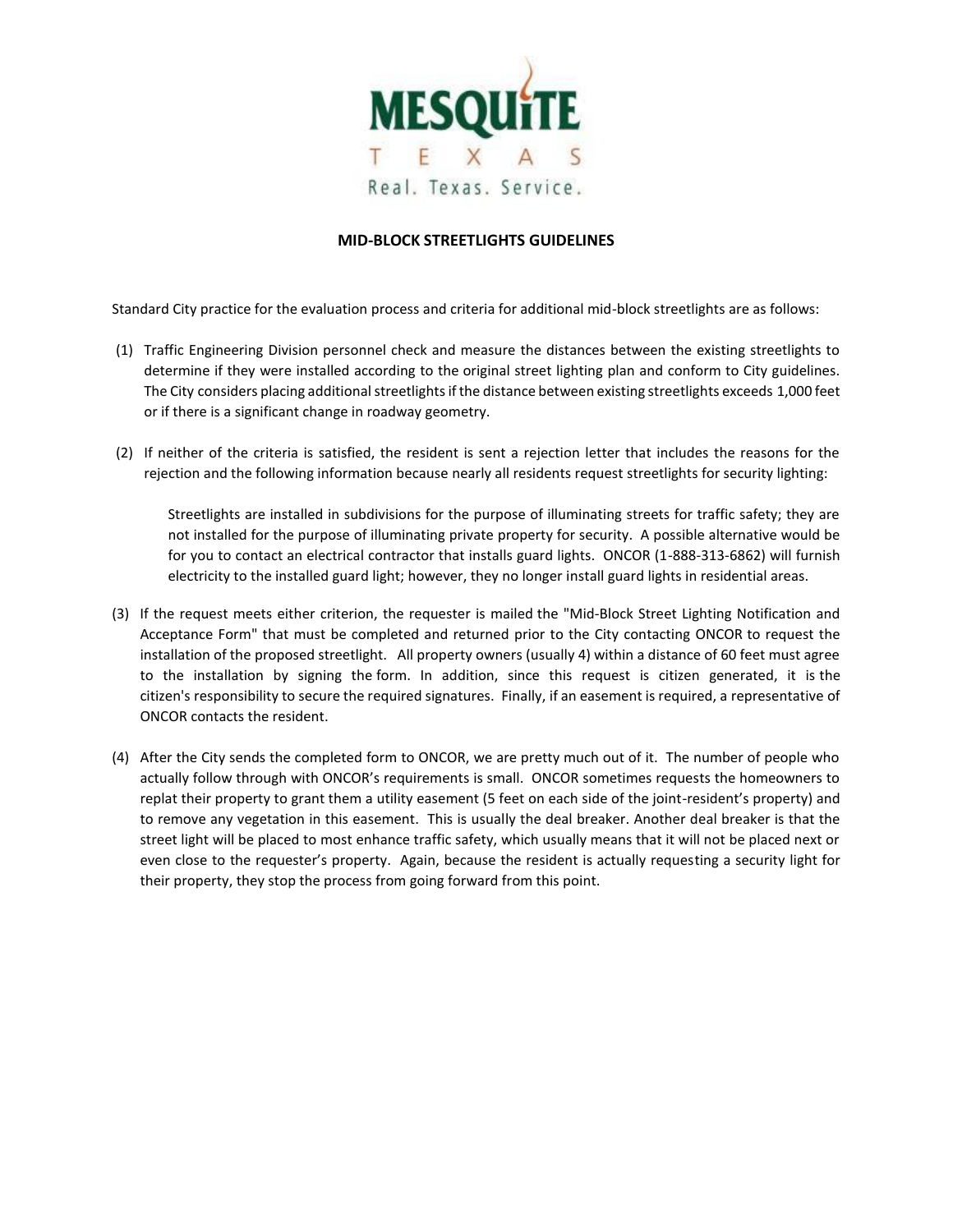MESQUITE TEXAS
Real. Texas. Service.

## MID-BLOCK STREETLIGHTS GUIDELINES

Standard City practice for the evaluation process and criteria for additional mid-block streetlights are as follows:

(1) Traffic Engineering Division personnel check and measure the distances between the existing streetlights to determine if they were installed according to the original street lighting plan and conform to City guidelines. The City considers placing additional streetlights if the distance between existing streetlights exceeds 1,000 feet or if there is a significant change in roadway geometry.

(2) If neither of the criteria is satisfied, the resident is sent a rejection letter that includes the reasons for the rejection and the following information because nearly all residents request streetlights for security lighting:

> Streetlights are installed in subdivisions for the purpose of illuminating streets for traffic safety; they are not installed for the purpose of illuminating private property for security. A possible alternative would be for you to contact an electrical contractor that installs guard lights. ONCOR (1-888-313-6862) will furnish electricity to the installed guard light; however, they no longer install guard lights in residential areas.

(3) If the request meets either criterion, the requester is mailed the "Mid-Block Street Lighting Notification and Acceptance Form" that must be completed and returned prior to the City contacting ONCOR to request the installation of the proposed streetlight. All property owners (usually 4) within a distance of 60 feet must agree to the installation by signing the form. In addition, since this request is citizen generated, it is the citizen's responsibility to secure the required signatures. Finally, if an easement is required, a representative of ONCOR contacts the resident.

(4) After the City sends the completed form to ONCOR, we are pretty much out of it. The number of people who actually follow through with ONCOR's requirements is small. ONCOR sometimes requests the homeowners to replat their property to grant them a utility easement (5 feet on each side of the joint-resident's property) and to remove any vegetation in this easement. This is usually the deal breaker. Another deal breaker is that the street light will be placed to most enhance traffic safety, which usually means that it will not be placed next or even close to the requester's property. Again, because the resident is actually requesting a security light for their property, they stop the process from going forward from this point.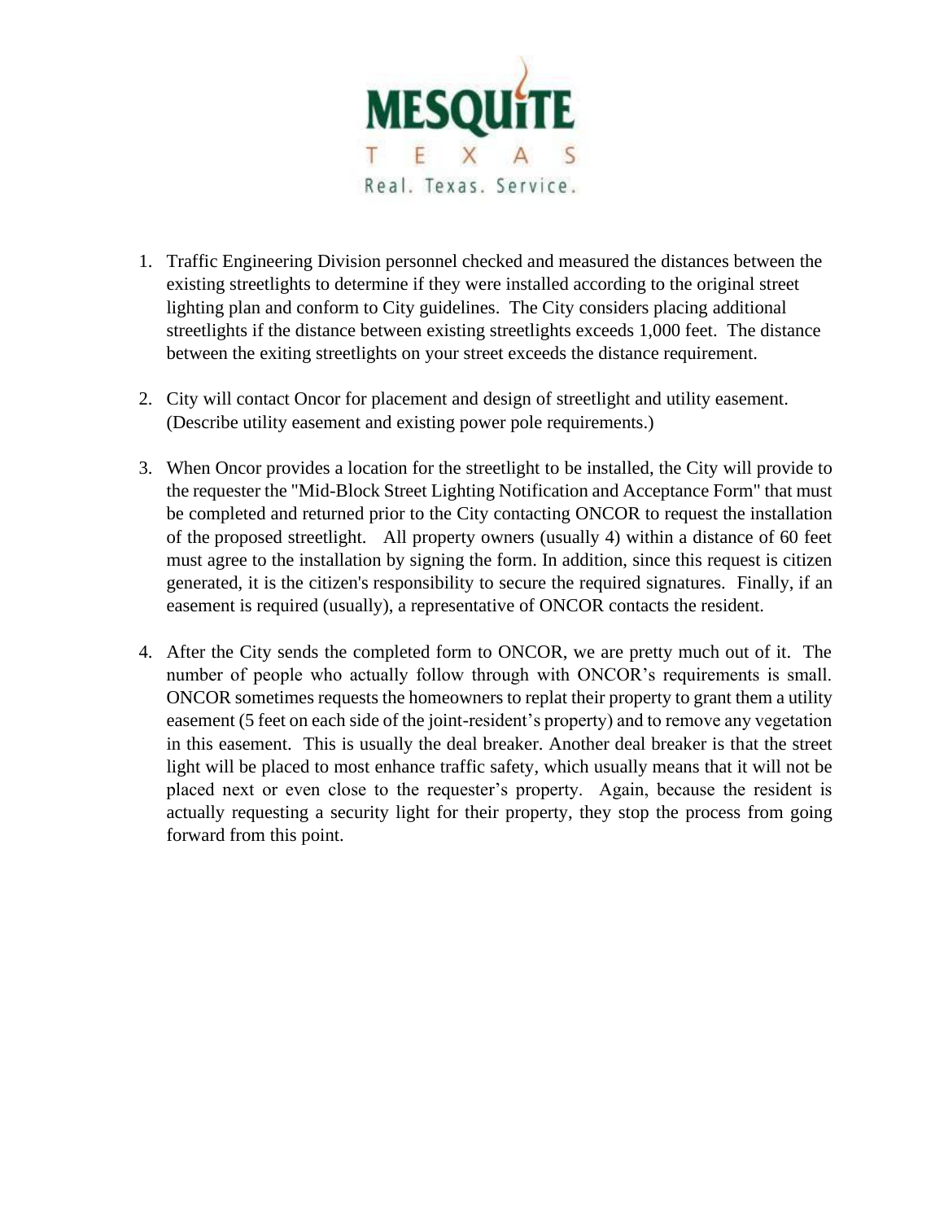MESQUiTE

TEXAS

Real. Texas. Service.

1. Traffic Engineering Division personnel checked and measured the distances between the existing streetlights to determine if they were installed according to the original street lighting plan and conform to City guidelines. The City considers placing additional streetlights if the distance between existing streetlights exceeds 1,000 feet. The distance between the exiting streetlights on your street exceeds the distance requirement.

2. City will contact Oncor for placement and design of streetlight and utility easement. (Describe utility easement and existing power pole requirements.)

3. When Oncor provides a location for the streetlight to be installed, the City will provide to the requester the "Mid-Block Street Lighting Notification and Acceptance Form" that must be completed and returned prior to the City contacting ONCOR to request the installation of the proposed streetlight. All property owners (usually 4) within a distance of 60 feet must agree to the installation by signing the form. In addition, since this request is citizen generated, it is the citizen's responsibility to secure the required signatures. Finally, if an easement is required (usually), a representative of ONCOR contacts the resident.

4. After the City sends the completed form to ONCOR, we are pretty much out of it. The number of people who actually follow through with ONCOR's requirements is small. ONCOR sometimes requests the homeowners to replat their property to grant them a utility easement (5 feet on each side of the joint-resident's property) and to remove any vegetation in this easement. This is usually the deal breaker. Another deal breaker is that the street light will be placed to most enhance traffic safety, which usually means that it will not be placed next or even close to the requester's property. Again, because the resident is actually requesting a security light for their property, they stop the process from going forward from this point.